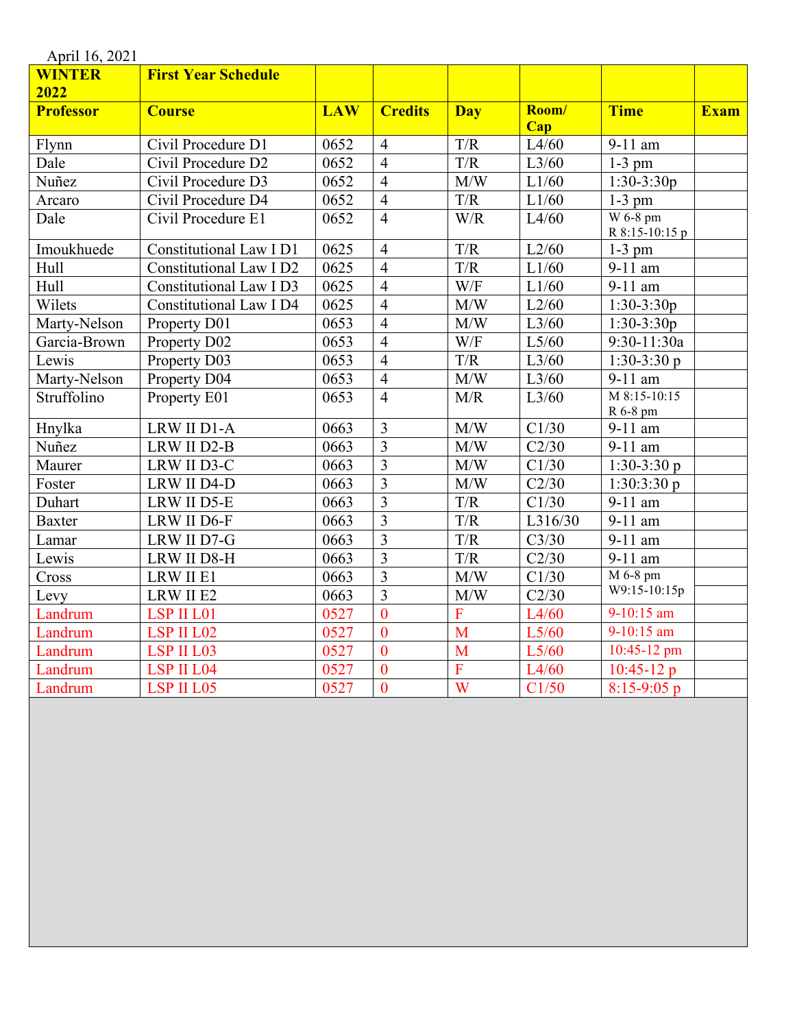April 16, 2021

| **WINTER 2022** | **First Year Schedule** | | | | | | |
|---|---|---|---|---|---|---|---|
| **Professor** | **Course** | **LAW** | **Credits** | **Day** | **Room/ Cap** | **Time** | **Exam** |
| Flynn | Civil Procedure D1 | 0652 | 4 | T/R | L4/60 | 9-11 am | |
| Dale | Civil Procedure D2 | 0652 | 4 | T/R | L3/60 | 1-3 pm | |
| Nuñez | Civil Procedure D3 | 0652 | 4 | M/W | L1/60 | 1:30-3:30p | |
| Arcaro | Civil Procedure D4 | 0652 | 4 | T/R | L1/60 | 1-3 pm | |
| Dale | Civil Procedure E1 | 0652 | 4 | W/R | L4/60 | W 6-8 pm R 8:15-10:15 p | |
| Imoukhuede | Constitutional Law I D1 | 0625 | 4 | T/R | L2/60 | 1-3 pm | |
| Hull | Constitutional Law I D2 | 0625 | 4 | T/R | L1/60 | 9-11 am | |
| Hull | Constitutional Law I D3 | 0625 | 4 | W/F | L1/60 | 9-11 am | |
| Wilets | Constitutional Law I D4 | 0625 | 4 | M/W | L2/60 | 1:30-3:30p | |
| Marty-Nelson | Property D01 | 0653 | 4 | M/W | L3/60 | 1:30-3:30p | |
| Garcia-Brown | Property D02 | 0653 | 4 | W/F | L5/60 | 9:30-11:30a | |
| Lewis | Property D03 | 0653 | 4 | T/R | L3/60 | 1:30-3:30 p | |
| Marty-Nelson | Property D04 | 0653 | 4 | M/W | L3/60 | 9-11 am | |
| Struffolino | Property E01 | 0653 | 4 | M/R | L3/60 | M 8:15-10:15 R 6-8 pm | |
| Hnylka | LRW II D1-A | 0663 | 3 | M/W | C1/30 | 9-11 am | |
| Nuñez | LRW II D2-B | 0663 | 3 | M/W | C2/30 | 9-11 am | |
| Maurer | LRW II D3-C | 0663 | 3 | M/W | C1/30 | 1:30-3:30 p | |
| Foster | LRW II D4-D | 0663 | 3 | M/W | C2/30 | 1:30:3:30 p | |
| Duhart | LRW II D5-E | 0663 | 3 | T/R | C1/30 | 9-11 am | |
| Baxter | LRW II D6-F | 0663 | 3 | T/R | L316/30 | 9-11 am | |
| Lamar | LRW II D7-G | 0663 | 3 | T/R | C3/30 | 9-11 am | |
| Lewis | LRW II D8-H | 0663 | 3 | T/R | C2/30 | 9-11 am | |
| Cross | LRW II E1 | 0663 | 3 | M/W | C1/30 | M 6-8 pm W9:15-10:15p | |
| Levy | LRW II E2 | 0663 | 3 | M/W | C2/30 | | |
| Landrum | LSP II L01 | 0527 | 0 | F | L4/60 | 9-10:15 am | |
| Landrum | LSP II L02 | 0527 | 0 | M | L5/60 | 9-10:15 am | |
| Landrum | LSP II L03 | 0527 | 0 | M | L5/60 | 10:45-12 pm | |
| Landrum | LSP II L04 | 0527 | 0 | F | L4/60 | 10:45-12 p | |
| Landrum | LSP II L05 | 0527 | 0 | W | C1/50 | 8:15-9:05 p | |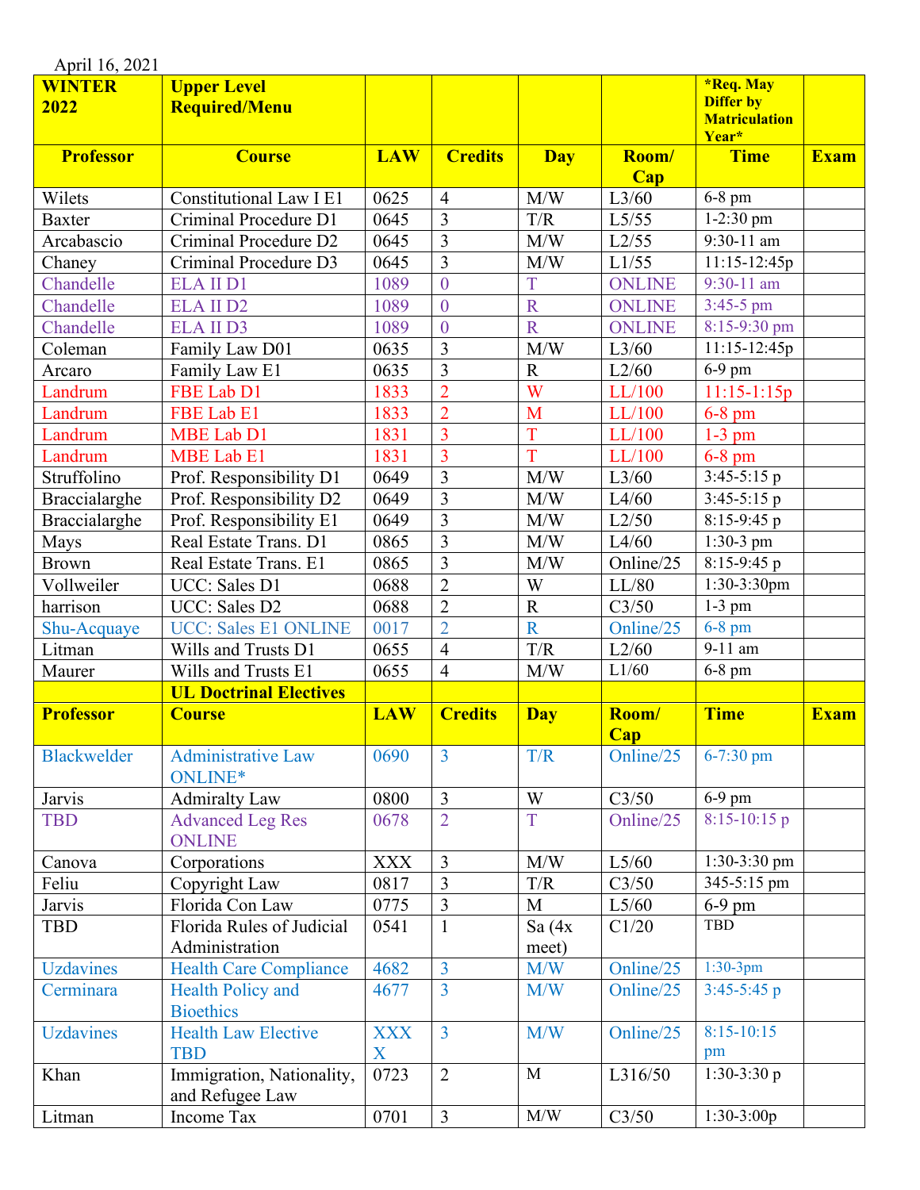April 16, 2021

| WINTER 2022 | Upper Level Required/Menu | | | | | *Req. May Differ by Matriculation Year* | |
|---|---|---|---|---|---|---|---|
| **Professor** | **Course** | **LAW** | **Credits** | **Day** | **Room/ Cap** | **Time** | **Exam** |
| Wilets | Constitutional Law I E1 | 0625 | 4 | M/W | L3/60 | 6-8 pm | |
| Baxter | Criminal Procedure D1 | 0645 | 3 | T/R | L5/55 | 1-2:30 pm | |
| Arcabascio | Criminal Procedure D2 | 0645 | 3 | M/W | L2/55 | 9:30-11 am | |
| Chaney | Criminal Procedure D3 | 0645 | 3 | M/W | L1/55 | 11:15-12:45p | |
| Chandelle | ELA II D1 | 1089 | 0 | T | ONLINE | 9:30-11 am | |
| Chandelle | ELA II D2 | 1089 | 0 | R | ONLINE | 3:45-5 pm | |
| Chandelle | ELA II D3 | 1089 | 0 | R | ONLINE | 8:15-9:30 pm | |
| Coleman | Family Law D01 | 0635 | 3 | M/W | L3/60 | 11:15-12:45p | |
| Arcaro | Family Law E1 | 0635 | 3 | R | L2/60 | 6-9 pm | |
| Landrum | FBE Lab D1 | 1833 | 2 | W | LL/100 | 11:15-1:15p | |
| Landrum | FBE Lab E1 | 1833 | 2 | M | LL/100 | 6-8 pm | |
| Landrum | MBE Lab D1 | 1831 | 3 | T | LL/100 | 1-3 pm | |
| Landrum | MBE Lab E1 | 1831 | 3 | T | LL/100 | 6-8 pm | |
| Struffolino | Prof. Responsibility D1 | 0649 | 3 | M/W | L3/60 | 3:45-5:15 p | |
| Braccialarghe | Prof. Responsibility D2 | 0649 | 3 | M/W | L4/60 | 3:45-5:15 p | |
| Braccialarghe | Prof. Responsibility E1 | 0649 | 3 | M/W | L2/50 | 8:15-9:45 p | |
| Mays | Real Estate Trans. D1 | 0865 | 3 | M/W | L4/60 | 1:30-3 pm | |
| Brown | Real Estate Trans. E1 | 0865 | 3 | M/W | Online/25 | 8:15-9:45 p | |
| Vollweiler | UCC: Sales D1 | 0688 | 2 | W | LL/80 | 1:30-3:30pm | |
| harrison | UCC: Sales D2 | 0688 | 2 | R | C3/50 | 1-3 pm | |
| Shu-Acquaye | UCC: Sales E1 ONLINE | 0017 | 2 | R | Online/25 | 6-8 pm | |
| Litman | Wills and Trusts D1 | 0655 | 4 | T/R | L2/60 | 9-11 am | |
| Maurer | Wills and Trusts E1 | 0655 | 4 | M/W | L1/60 | 6-8 pm | |
| | **UL Doctrinal Electives** | | | | | | |
| **Professor** | **Course** | **LAW** | **Credits** | **Day** | **Room/ Cap** | **Time** | **Exam** |
| Blackwelder | Administrative Law ONLINE* | 0690 | 3 | T/R | Online/25 | 6-7:30 pm | |
| Jarvis | Admiralty Law | 0800 | 3 | W | C3/50 | 6-9 pm | |
| TBD | Advanced Leg Res ONLINE | 0678 | 2 | T | Online/25 | 8:15-10:15 p | |
| Canova | Corporations | XXX | 3 | M/W | L5/60 | 1:30-3:30 pm | |
| Feliu | Copyright Law | 0817 | 3 | T/R | C3/50 | 345-5:15 pm | |
| Jarvis | Florida Con Law | 0775 | 3 | M | L5/60 | 6-9 pm | |
| TBD | Florida Rules of Judicial Administration | 0541 | 1 | Sa (4x meet) | C1/20 | TBD | |
| Uzdavines | Health Care Compliance | 4682 | 3 | M/W | Online/25 | 1:30-3pm | |
| Cerminara | Health Policy and Bioethics | 4677 | 3 | M/W | Online/25 | 3:45-5:45 p | |
| Uzdavines | Health Law Elective TBD | XXXX | 3 | M/W | Online/25 | 8:15-10:15 pm | |
| Khan | Immigration, Nationality, and Refugee Law | 0723 | 2 | M | L316/50 | 1:30-3:30 p | |
| Litman | Income Tax | 0701 | 3 | M/W | C3/50 | 1:30-3:00p | |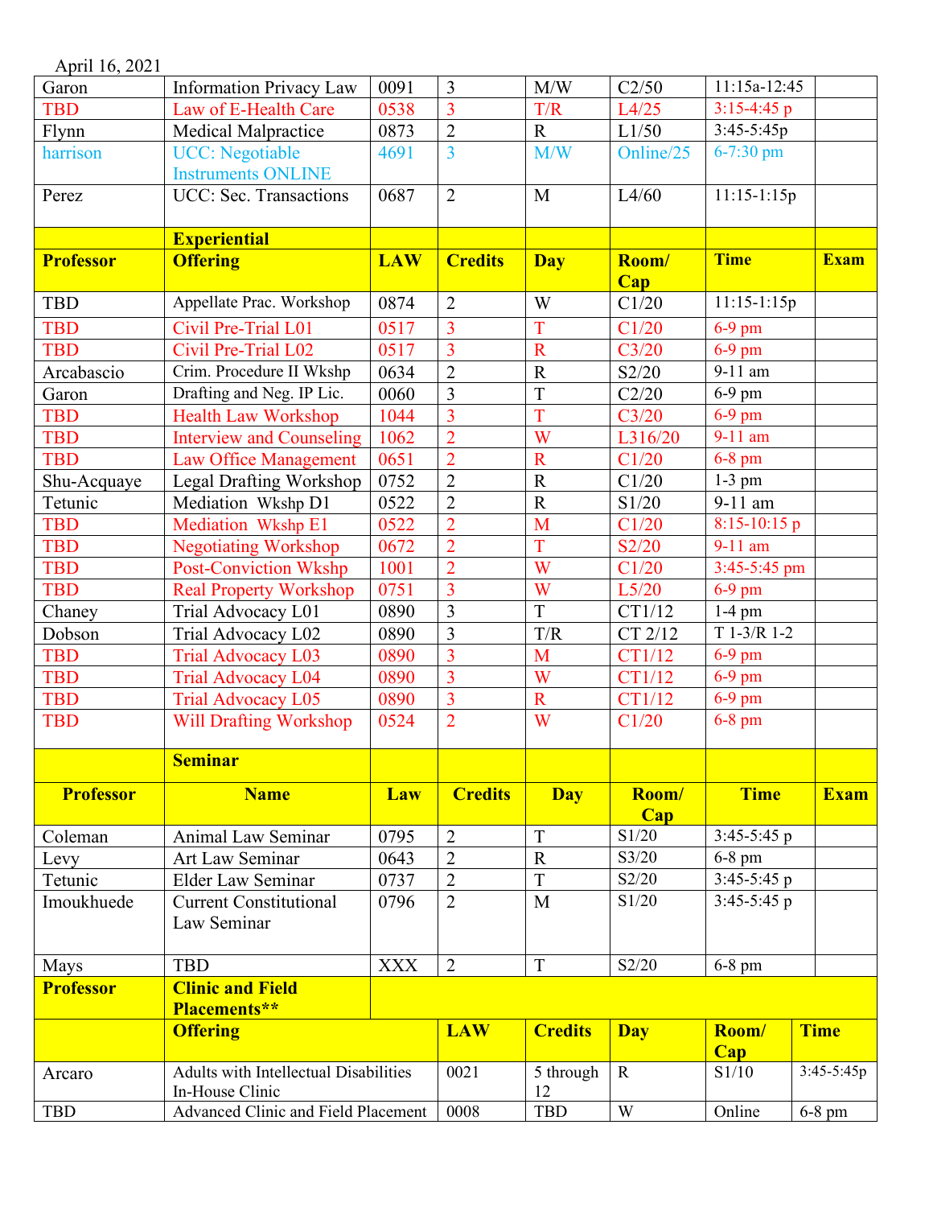April 16, 2021

| | | | | | | | |
|---|---|---|---|---|---|---|---|
| Garon | Information Privacy Law | 0091 | 3 | M/W | C2/50 | 11:15a-12:45 | |
| TBD | Law of E-Health Care | 0538 | 3 | T/R | L4/25 | 3:15-4:45 p | |
| Flynn | Medical Malpractice | 0873 | 2 | R | L1/50 | 3:45-5:45p | |
| harrison | UCC: Negotiable Instruments ONLINE | 4691 | 3 | M/W | Online/25 | 6-7:30 pm | |
| Perez | UCC: Sec. Transactions | 0687 | 2 | M | L4/60 | 11:15-1:15p | |
| | **Experiential** | | | | | | |
| **Professor** | **Offering** | **LAW** | **Credits** | **Day** | **Room/ Cap** | **Time** | **Exam** |
| TBD | Appellate Prac. Workshop | 0874 | 2 | W | C1/20 | 11:15-1:15p | |
| TBD | Civil Pre-Trial L01 | 0517 | 3 | T | C1/20 | 6-9 pm | |
| TBD | Civil Pre-Trial L02 | 0517 | 3 | R | C3/20 | 6-9 pm | |
| Arcabascio | Crim. Procedure II Wkshp | 0634 | 2 | R | S2/20 | 9-11 am | |
| Garon | Drafting and Neg. IP Lic. | 0060 | 3 | T | C2/20 | 6-9 pm | |
| TBD | Health Law Workshop | 1044 | 3 | T | C3/20 | 6-9 pm | |
| TBD | Interview and Counseling | 1062 | 2 | W | L316/20 | 9-11 am | |
| TBD | Law Office Management | 0651 | 2 | R | C1/20 | 6-8 pm | |
| Shu-Acquaye | Legal Drafting Workshop | 0752 | 2 | R | C1/20 | 1-3 pm | |
| Tetunic | Mediation Wkshp D1 | 0522 | 2 | R | S1/20 | 9-11 am | |
| TBD | Mediation Wkshp E1 | 0522 | 2 | M | C1/20 | 8:15-10:15 p | |
| TBD | Negotiating Workshop | 0672 | 2 | T | S2/20 | 9-11 am | |
| TBD | Post-Conviction Wkshp | 1001 | 2 | W | C1/20 | 3:45-5:45 pm | |
| TBD | Real Property Workshop | 0751 | 3 | W | L5/20 | 6-9 pm | |
| Chaney | Trial Advocacy L01 | 0890 | 3 | T | CT1/12 | 1-4 pm | |
| Dobson | Trial Advocacy L02 | 0890 | 3 | T/R | CT 2/12 | T 1-3/R 1-2 | |
| TBD | Trial Advocacy L03 | 0890 | 3 | M | CT1/12 | 6-9 pm | |
| TBD | Trial Advocacy L04 | 0890 | 3 | W | CT1/12 | 6-9 pm | |
| TBD | Trial Advocacy L05 | 0890 | 3 | R | CT1/12 | 6-9 pm | |
| TBD | Will Drafting Workshop | 0524 | 2 | W | C1/20 | 6-8 pm | |
| | **Seminar** | | | | | | |
| **Professor** | **Name** | **Law** | **Credits** | **Day** | **Room/ Cap** | **Time** | **Exam** |
| Coleman | Animal Law Seminar | 0795 | 2 | T | S1/20 | 3:45-5:45 p | |
| Levy | Art Law Seminar | 0643 | 2 | R | S3/20 | 6-8 pm | |
| Tetunic | Elder Law Seminar | 0737 | 2 | T | S2/20 | 3:45-5:45 p | |
| Imoukhuede | Current Constitutional Law Seminar | 0796 | 2 | M | S1/20 | 3:45-5:45 p | |
| Mays | TBD | XXX | 2 | T | S2/20 | 6-8 pm | |

| | | | | | | |
|---|---|---|---|---|---|---|
| **Professor** | **Clinic and Field Placements\*\*** | | | | | |
| | **Offering** | **LAW** | **Credits** | **Day** | **Room/ Cap** | **Time** |
| Arcaro | Adults with Intellectual Disabilities In-House Clinic | 0021 | 5 through 12 | R | S1/10 | 3:45-5:45p |
| TBD | Advanced Clinic and Field Placement | 0008 | TBD | W | Online | 6-8 pm |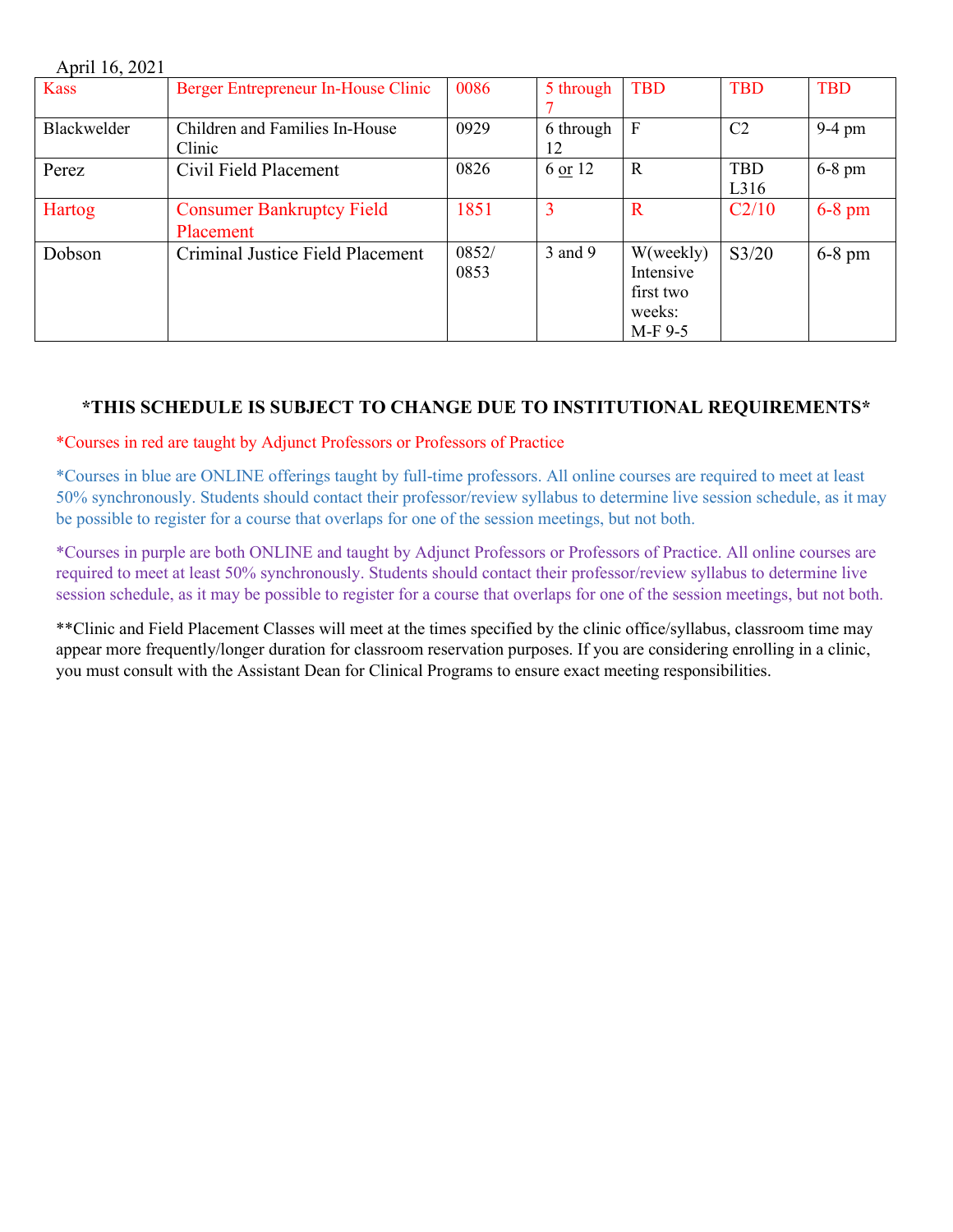April 16, 2021

| | | | | | | |
|---|---|---|---|---|---|---|
| Kass | Berger Entrepreneur In-House Clinic | 0086 | 5 through 7 | TBD | TBD | TBD |
| Blackwelder | Children and Families In-House Clinic | 0929 | 6 through 12 | F | C2 | 9-4 pm |
| Perez | Civil Field Placement | 0826 | 6 or 12 | R | TBD L316 | 6-8 pm |
| Hartog | Consumer Bankruptcy Field Placement | 1851 | 3 | R | C2/10 | 6-8 pm |
| Dobson | Criminal Justice Field Placement | 0852/ 0853 | 3 and 9 | W(weekly) Intensive first two weeks: M-F 9-5 | S3/20 | 6-8 pm |

**\*THIS SCHEDULE IS SUBJECT TO CHANGE DUE TO INSTITUTIONAL REQUIREMENTS\***

*Courses in red are taught by Adjunct Professors or Professors of Practice

*Courses in blue are ONLINE offerings taught by full-time professors. All online courses are required to meet at least 50% synchronously. Students should contact their professor/review syllabus to determine live session schedule, as it may be possible to register for a course that overlaps for one of the session meetings, but not both.

*Courses in purple are both ONLINE and taught by Adjunct Professors or Professors of Practice. All online courses are required to meet at least 50% synchronously. Students should contact their professor/review syllabus to determine live session schedule, as it may be possible to register for a course that overlaps for one of the session meetings, but not both.

**Clinic and Field Placement Classes will meet at the times specified by the clinic office/syllabus, classroom time may appear more frequently/longer duration for classroom reservation purposes. If you are considering enrolling in a clinic, you must consult with the Assistant Dean for Clinical Programs to ensure exact meeting responsibilities.